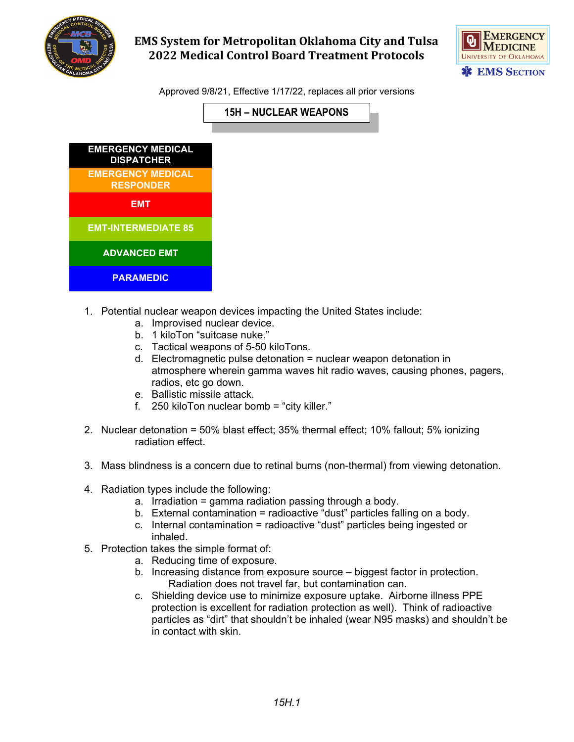# EMS System for Metropolitan Oklahoma City and Tulsa
# 2022 Medical Control Board Treatment Protocols

Approved 9/8/21, Effective 1/17/22, replaces all prior versions

## 15H – NUCLEAR WEAPONS

- EMERGENCY MEDICAL DISPATCHER
- EMERGENCY MEDICAL RESPONDER
- EMT
- EMT-INTERMEDIATE 85
- ADVANCED EMT
- PARAMEDIC

1. Potential nuclear weapon devices impacting the United States include:
   a. Improvised nuclear device.
   b. 1 kiloTon "suitcase nuke."
   c. Tactical weapons of 5-50 kiloTons.
   d. Electromagnetic pulse detonation = nuclear weapon detonation in atmosphere wherein gamma waves hit radio waves, causing phones, pagers, radios, etc go down.
   e. Ballistic missile attack.
   f. 250 kiloTon nuclear bomb = "city killer."

2. Nuclear detonation = 50% blast effect; 35% thermal effect; 10% fallout; 5% ionizing radiation effect.

3. Mass blindness is a concern due to retinal burns (non-thermal) from viewing detonation.

4. Radiation types include the following:
   a. Irradiation = gamma radiation passing through a body.
   b. External contamination = radioactive "dust" particles falling on a body.
   c. Internal contamination = radioactive "dust" particles being ingested or inhaled.
5. Protection takes the simple format of:
   a. Reducing time of exposure.
   b. Increasing distance from exposure source – biggest factor in protection. Radiation does not travel far, but contamination can.
   c. Shielding device use to minimize exposure uptake. Airborne illness PPE protection is excellent for radiation protection as well). Think of radioactive particles as "dirt" that shouldn't be inhaled (wear N95 masks) and shouldn't be in contact with skin.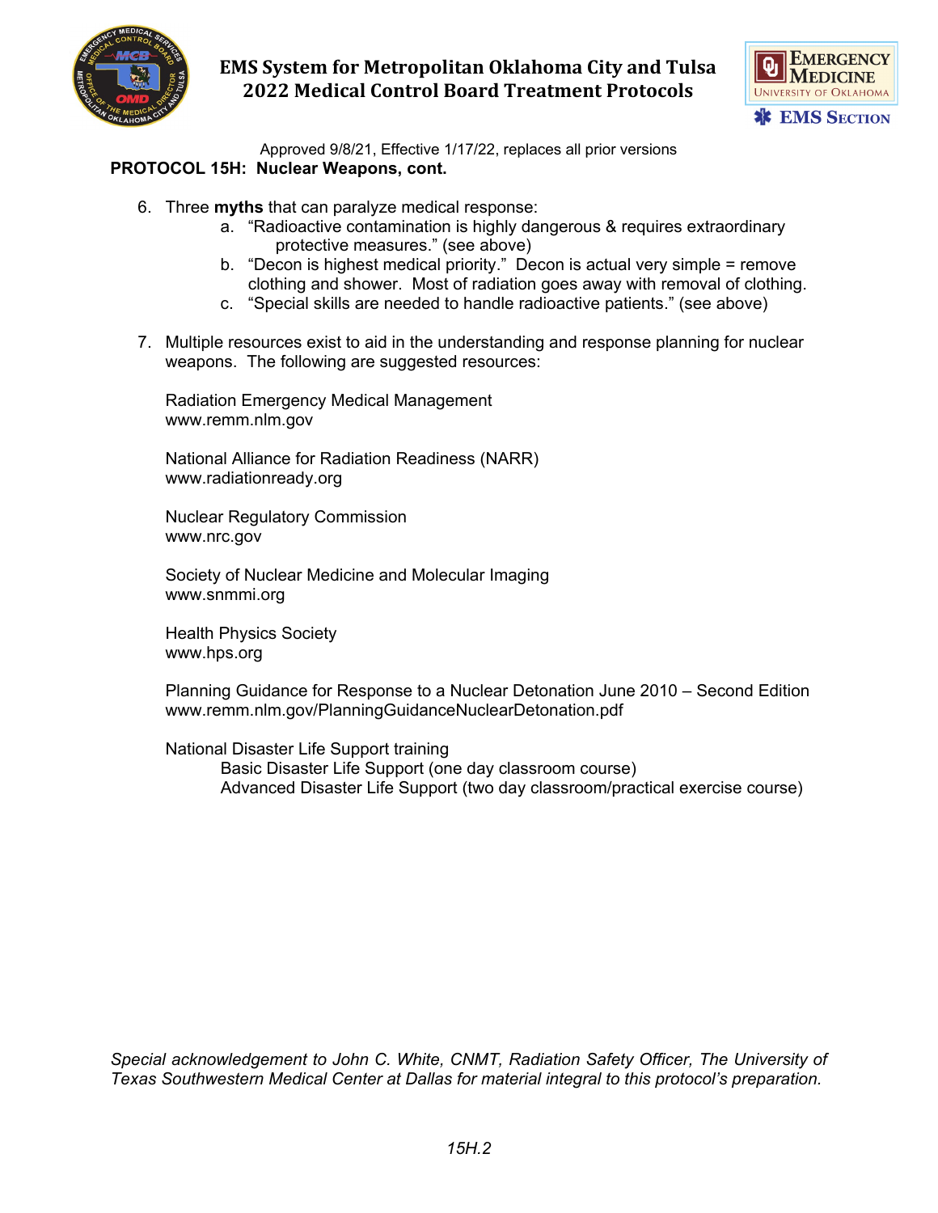Approved 9/8/21, Effective 1/17/22, replaces all prior versions

**PROTOCOL 15H: Nuclear Weapons, cont.**

6. Three **myths** that can paralyze medical response:
   a. "Radioactive contamination is highly dangerous & requires extraordinary protective measures." (see above)
   b. "Decon is highest medical priority." Decon is actual very simple = remove clothing and shower. Most of radiation goes away with removal of clothing.
   c. "Special skills are needed to handle radioactive patients." (see above)

7. Multiple resources exist to aid in the understanding and response planning for nuclear weapons. The following are suggested resources:

   Radiation Emergency Medical Management
   www.remm.nlm.gov

   National Alliance for Radiation Readiness (NARR)
   www.radiationready.org

   Nuclear Regulatory Commission
   www.nrc.gov

   Society of Nuclear Medicine and Molecular Imaging
   www.snmmi.org

   Health Physics Society
   www.hps.org

   Planning Guidance for Response to a Nuclear Detonation June 2010 – Second Edition
   www.remm.nlm.gov/PlanningGuidanceNuclearDetonation.pdf

   National Disaster Life Support training
   - Basic Disaster Life Support (one day classroom course)
   - Advanced Disaster Life Support (two day classroom/practical exercise course)

*Special acknowledgement to John C. White, CNMT, Radiation Safety Officer, The University of Texas Southwestern Medical Center at Dallas for material integral to this protocol's preparation.*